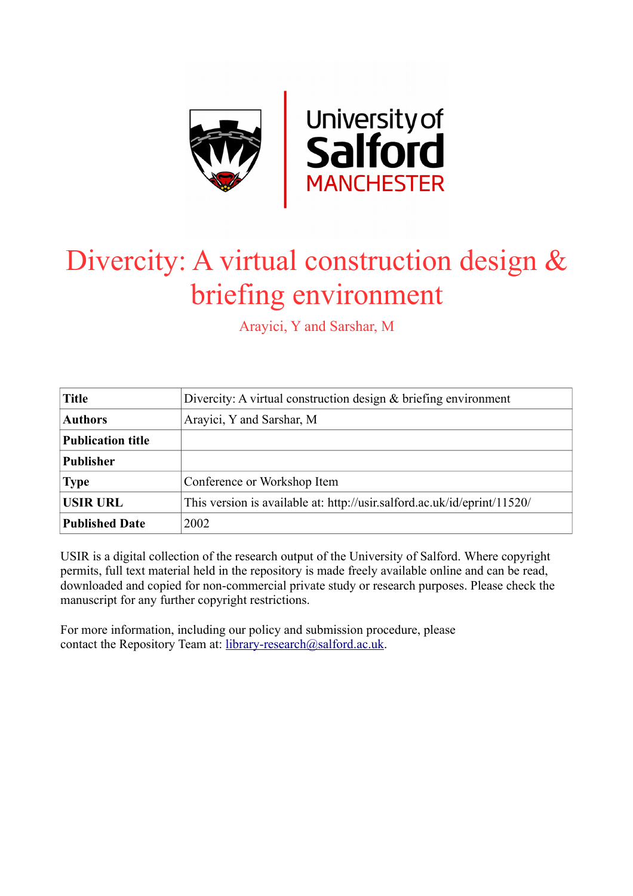# Divercity: A virtual construction design & briefing environment

Arayici, Y and Sarshar, M

| **Title** | Divercity: A virtual construction design & briefing environment |
|---|---|
| **Authors** | Arayici, Y and Sarshar, M |
| **Publication title** | |
| **Publisher** | |
| **Type** | Conference or Workshop Item |
| **USIR URL** | This version is available at: http://usir.salford.ac.uk/id/eprint/11520/ |
| **Published Date** | 2002 |

USIR is a digital collection of the research output of the University of Salford. Where copyright permits, full text material held in the repository is made freely available online and can be read, downloaded and copied for non-commercial private study or research purposes. Please check the manuscript for any further copyright restrictions.

For more information, including our policy and submission procedure, please contact the Repository Team at: library-research@salford.ac.uk.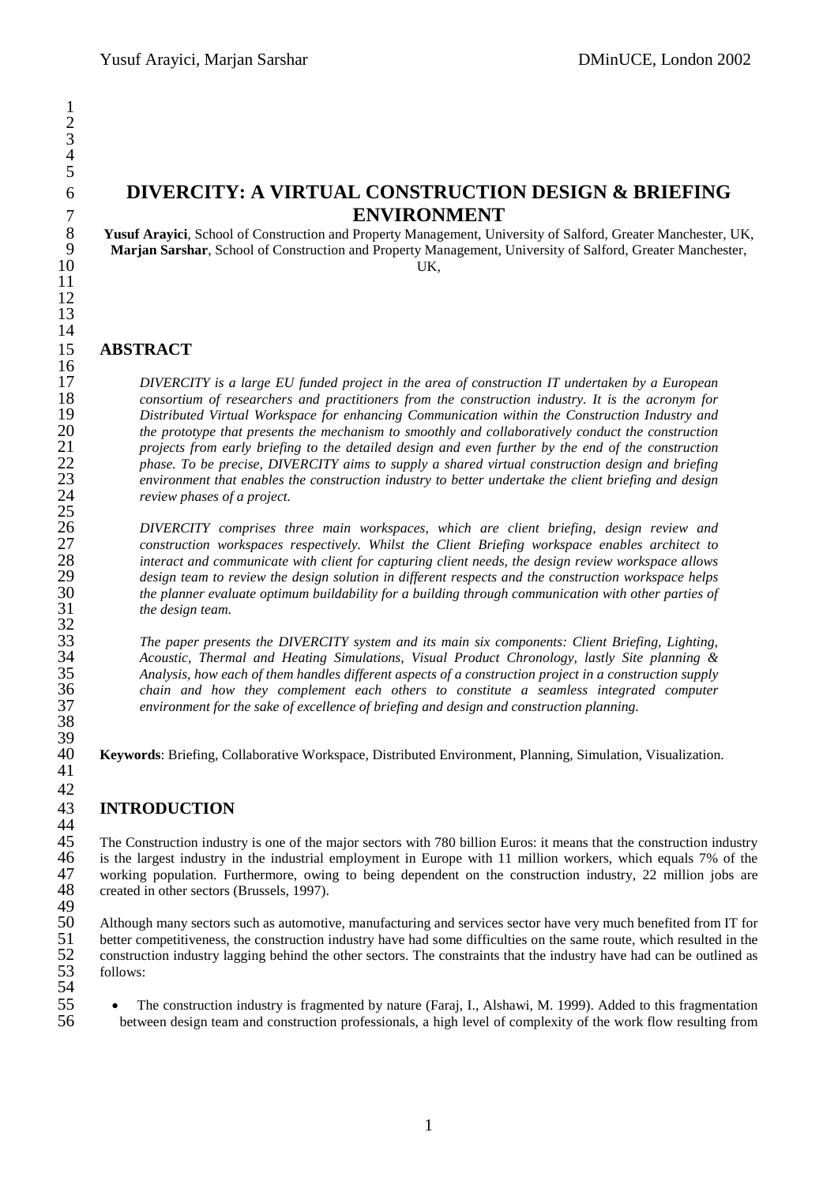# DIVERCITY: A VIRTUAL CONSTRUCTION DESIGN & BRIEFING ENVIRONMENT

**Yusuf Arayici**, School of Construction and Property Management, University of Salford, Greater Manchester, UK,
**Marjan Sarshar**, School of Construction and Property Management, University of Salford, Greater Manchester, UK,

## ABSTRACT

*DIVERCITY is a large EU funded project in the area of construction IT undertaken by a European consortium of researchers and practitioners from the construction industry. It is the acronym for Distributed Virtual Workspace for enhancing Communication within the Construction Industry and the prototype that presents the mechanism to smoothly and collaboratively conduct the construction projects from early briefing to the detailed design and even further by the end of the construction phase. To be precise, DIVERCITY aims to supply a shared virtual construction design and briefing environment that enables the construction industry to better undertake the client briefing and design review phases of a project.*

*DIVERCITY comprises three main workspaces, which are client briefing, design review and construction workspaces respectively. Whilst the Client Briefing workspace enables architect to interact and communicate with client for capturing client needs, the design review workspace allows design team to review the design solution in different respects and the construction workspace helps the planner evaluate optimum buildability for a building through communication with other parties of the design team.*

*The paper presents the DIVERCITY system and its main six components: Client Briefing, Lighting, Acoustic, Thermal and Heating Simulations, Visual Product Chronology, lastly Site planning & Analysis, how each of them handles different aspects of a construction project in a construction supply chain and how they complement each others to constitute a seamless integrated computer environment for the sake of excellence of briefing and design and construction planning.*

**Keywords**: Briefing, Collaborative Workspace, Distributed Environment, Planning, Simulation, Visualization.

## INTRODUCTION

The Construction industry is one of the major sectors with 780 billion Euros: it means that the construction industry is the largest industry in the industrial employment in Europe with 11 million workers, which equals 7% of the working population. Furthermore, owing to being dependent on the construction industry, 22 million jobs are created in other sectors (Brussels, 1997).

Although many sectors such as automotive, manufacturing and services sector have very much benefited from IT for better competitiveness, the construction industry have had some difficulties on the same route, which resulted in the construction industry lagging behind the other sectors. The constraints that the industry have had can be outlined as follows:

- The construction industry is fragmented by nature (Faraj, I., Alshawi, M. 1999). Added to this fragmentation between design team and construction professionals, a high level of complexity of the work flow resulting from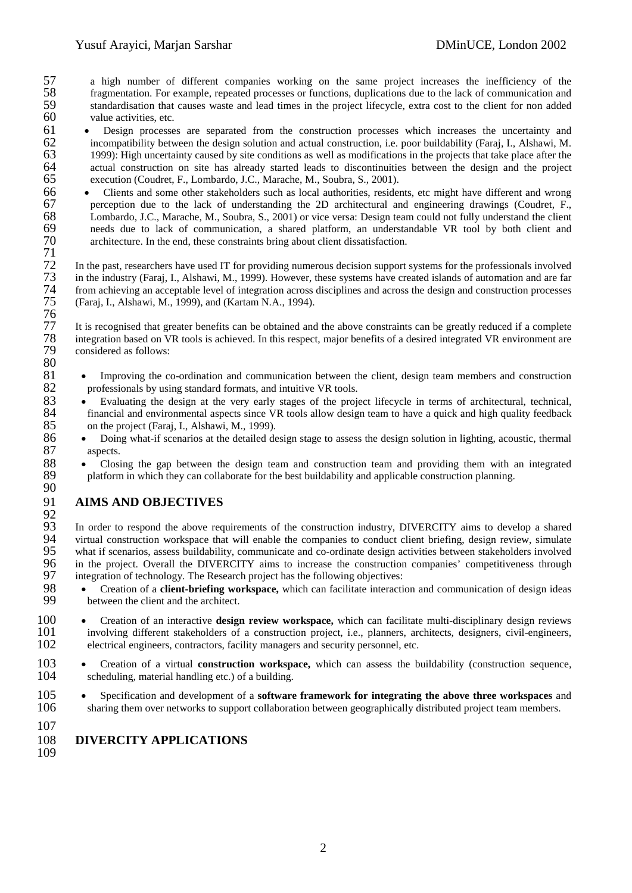a high number of different companies working on the same project increases the inefficiency of the fragmentation. For example, repeated processes or functions, duplications due to the lack of communication and standardisation that causes waste and lead times in the project lifecycle, extra cost to the client for non added value activities, etc.

- Design processes are separated from the construction processes which increases the uncertainty and incompatibility between the design solution and actual construction, i.e. poor buildability (Faraj, I., Alshawi, M. 1999): High uncertainty caused by site conditions as well as modifications in the projects that take place after the actual construction on site has already started leads to discontinuities between the design and the project execution (Coudret, F., Lombardo, J.C., Marache, M., Soubra, S., 2001).
- Clients and some other stakeholders such as local authorities, residents, etc might have different and wrong perception due to the lack of understanding the 2D architectural and engineering drawings (Coudret, F., Lombardo, J.C., Marache, M., Soubra, S., 2001) or vice versa: Design team could not fully understand the client needs due to lack of communication, a shared platform, an understandable VR tool by both client and architecture. In the end, these constraints bring about client dissatisfaction.

In the past, researchers have used IT for providing numerous decision support systems for the professionals involved in the industry (Faraj, I., Alshawi, M., 1999). However, these systems have created islands of automation and are far from achieving an acceptable level of integration across disciplines and across the design and construction processes (Faraj, I., Alshawi, M., 1999), and (Kartam N.A., 1994).

It is recognised that greater benefits can be obtained and the above constraints can be greatly reduced if a complete integration based on VR tools is achieved. In this respect, major benefits of a desired integrated VR environment are considered as follows:

- Improving the co-ordination and communication between the client, design team members and construction professionals by using standard formats, and intuitive VR tools.
- Evaluating the design at the very early stages of the project lifecycle in terms of architectural, technical, financial and environmental aspects since VR tools allow design team to have a quick and high quality feedback on the project (Faraj, I., Alshawi, M., 1999).
- Doing what-if scenarios at the detailed design stage to assess the design solution in lighting, acoustic, thermal aspects.
- Closing the gap between the design team and construction team and providing them with an integrated platform in which they can collaborate for the best buildability and applicable construction planning.

## AIMS AND OBJECTIVES

In order to respond the above requirements of the construction industry, DIVERCITY aims to develop a shared virtual construction workspace that will enable the companies to conduct client briefing, design review, simulate what if scenarios, assess buildability, communicate and co-ordinate design activities between stakeholders involved in the project. Overall the DIVERCITY aims to increase the construction companies' competitiveness through integration of technology. The Research project has the following objectives:

- Creation of a **client-briefing workspace,** which can facilitate interaction and communication of design ideas between the client and the architect.
- Creation of an interactive **design review workspace,** which can facilitate multi-disciplinary design reviews involving different stakeholders of a construction project, i.e., planners, architects, designers, civil-engineers, electrical engineers, contractors, facility managers and security personnel, etc.
- Creation of a virtual **construction workspace,** which can assess the buildability (construction sequence, scheduling, material handling etc.) of a building.
- Specification and development of a **software framework for integrating the above three workspaces** and sharing them over networks to support collaboration between geographically distributed project team members.

## DIVERCITY APPLICATIONS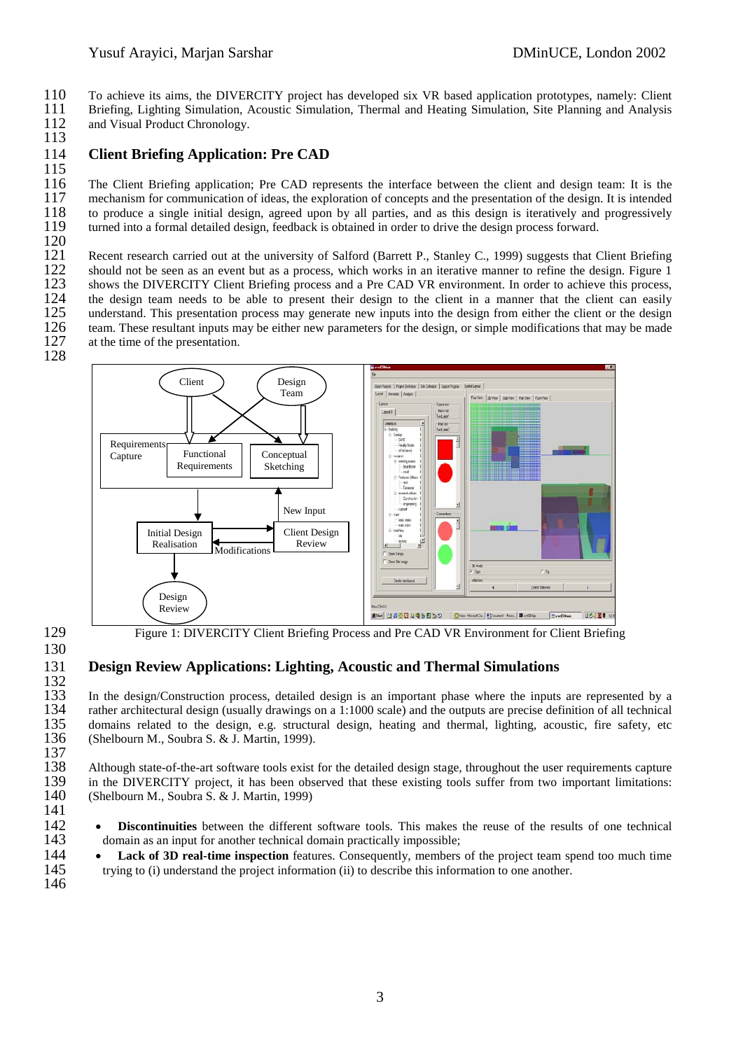To achieve its aims, the DIVERCITY project has developed six VR based application prototypes, namely: Client Briefing, Lighting Simulation, Acoustic Simulation, Thermal and Heating Simulation, Site Planning and Analysis and Visual Product Chronology.

## Client Briefing Application: Pre CAD

The Client Briefing application; Pre CAD represents the interface between the client and design team: It is the mechanism for communication of ideas, the exploration of concepts and the presentation of the design. It is intended to produce a single initial design, agreed upon by all parties, and as this design is iteratively and progressively turned into a formal detailed design, feedback is obtained in order to drive the design process forward.

Recent research carried out at the university of Salford (Barrett P., Stanley C., 1999) suggests that Client Briefing should not be seen as an event but as a process, which works in an iterative manner to refine the design. Figure 1 shows the DIVERCITY Client Briefing process and a Pre CAD VR environment. In order to achieve this process, the design team needs to be able to present their design to the client in a manner that the client can easily understand. This presentation process may generate new inputs into the design from either the client or the design team. These resultant inputs may be either new parameters for the design, or simple modifications that may be made at the time of the presentation.

Figure 1: DIVERCITY Client Briefing Process and Pre CAD VR Environment for Client Briefing

## Design Review Applications: Lighting, Acoustic and Thermal Simulations

In the design/Construction process, detailed design is an important phase where the inputs are represented by a rather architectural design (usually drawings on a 1:1000 scale) and the outputs are precise definition of all technical domains related to the design, e.g. structural design, heating and thermal, lighting, acoustic, fire safety, etc (Shelbourn M., Soubra S. & J. Martin, 1999).

Although state-of-the-art software tools exist for the detailed design stage, throughout the user requirements capture in the DIVERCITY project, it has been observed that these existing tools suffer from two important limitations: (Shelbourn M., Soubra S. & J. Martin, 1999)

- **Discontinuities** between the different software tools. This makes the reuse of the results of one technical domain as an input for another technical domain practically impossible;
- **Lack of 3D real-time inspection** features. Consequently, members of the project team spend too much time trying to (i) understand the project information (ii) to describe this information to one another.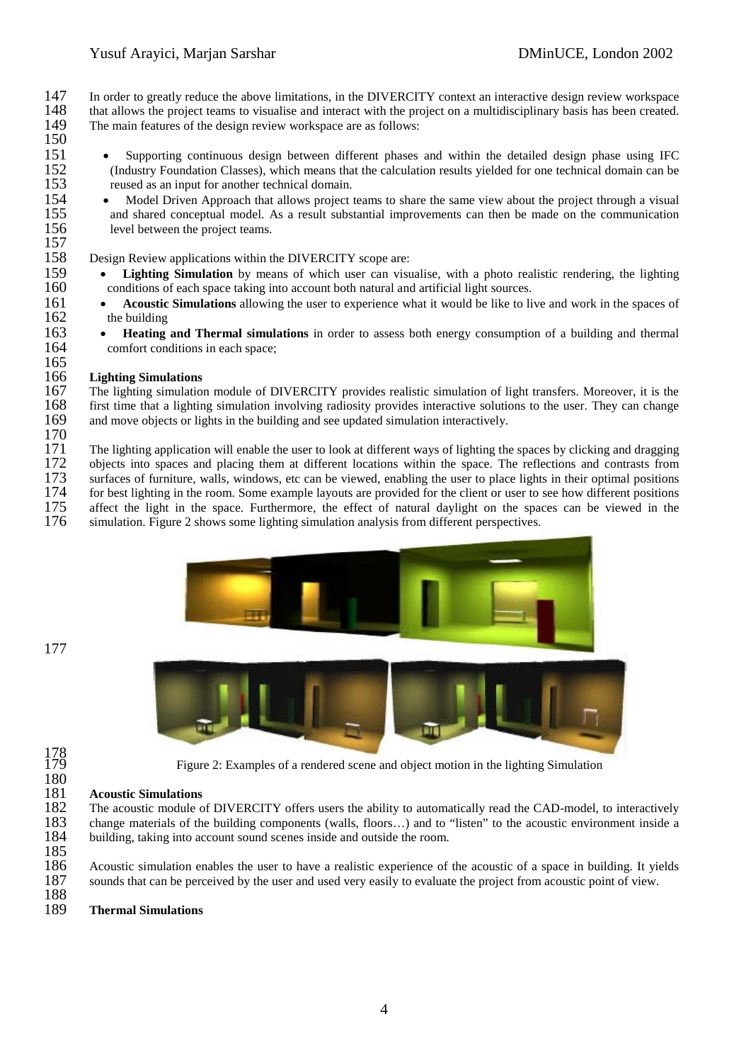In order to greatly reduce the above limitations, in the DIVERCITY context an interactive design review workspace that allows the project teams to visualise and interact with the project on a multidisciplinary basis has been created. The main features of the design review workspace are as follows:

- Supporting continuous design between different phases and within the detailed design phase using IFC (Industry Foundation Classes), which means that the calculation results yielded for one technical domain can be reused as an input for another technical domain.
- Model Driven Approach that allows project teams to share the same view about the project through a visual and shared conceptual model. As a result substantial improvements can then be made on the communication level between the project teams.

Design Review applications within the DIVERCITY scope are:

- **Lighting Simulation** by means of which user can visualise, with a photo realistic rendering, the lighting conditions of each space taking into account both natural and artificial light sources.
- **Acoustic Simulations** allowing the user to experience what it would be like to live and work in the spaces of the building
- **Heating and Thermal simulations** in order to assess both energy consumption of a building and thermal comfort conditions in each space;

**Lighting Simulations**

The lighting simulation module of DIVERCITY provides realistic simulation of light transfers. Moreover, it is the first time that a lighting simulation involving radiosity provides interactive solutions to the user. They can change and move objects or lights in the building and see updated simulation interactively.

The lighting application will enable the user to look at different ways of lighting the spaces by clicking and dragging objects into spaces and placing them at different locations within the space. The reflections and contrasts from surfaces of furniture, walls, windows, etc can be viewed, enabling the user to place lights in their optimal positions for best lighting in the room. Some example layouts are provided for the client or user to see how different positions affect the light in the space. Furthermore, the effect of natural daylight on the spaces can be viewed in the simulation. Figure 2 shows some lighting simulation analysis from different perspectives.

Figure 2: Examples of a rendered scene and object motion in the lighting Simulation

**Acoustic Simulations**

The acoustic module of DIVERCITY offers users the ability to automatically read the CAD-model, to interactively change materials of the building components (walls, floors…) and to "listen" to the acoustic environment inside a building, taking into account sound scenes inside and outside the room.

Acoustic simulation enables the user to have a realistic experience of the acoustic of a space in building. It yields sounds that can be perceived by the user and used very easily to evaluate the project from acoustic point of view.

**Thermal Simulations**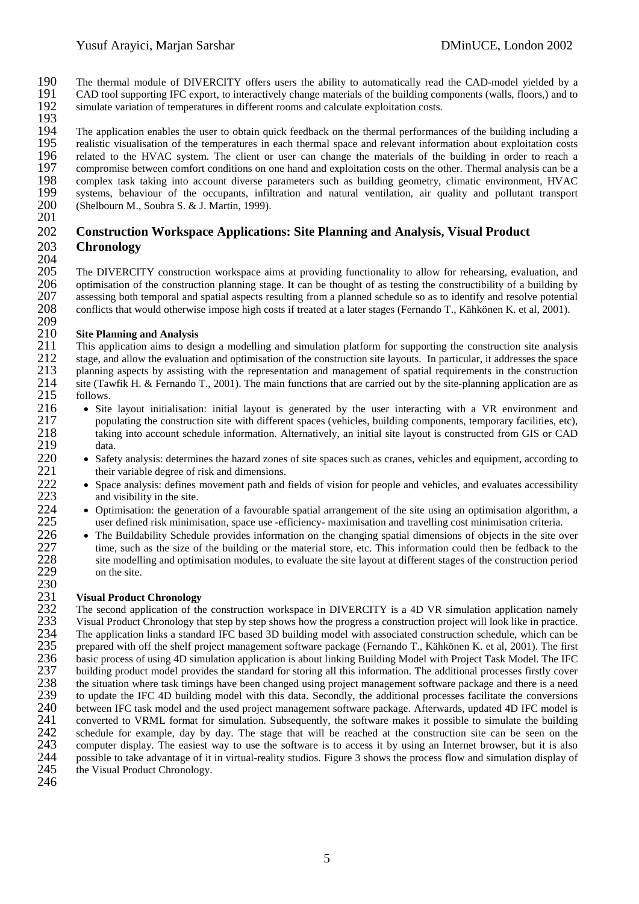The thermal module of DIVERCITY offers users the ability to automatically read the CAD-model yielded by a CAD tool supporting IFC export, to interactively change materials of the building components (walls, floors,) and to simulate variation of temperatures in different rooms and calculate exploitation costs.

The application enables the user to obtain quick feedback on the thermal performances of the building including a realistic visualisation of the temperatures in each thermal space and relevant information about exploitation costs related to the HVAC system. The client or user can change the materials of the building in order to reach a compromise between comfort conditions on one hand and exploitation costs on the other. Thermal analysis can be a complex task taking into account diverse parameters such as building geometry, climatic environment, HVAC systems, behaviour of the occupants, infiltration and natural ventilation, air quality and pollutant transport (Shelbourn M., Soubra S. & J. Martin, 1999).

## Construction Workspace Applications: Site Planning and Analysis, Visual Product Chronology

The DIVERCITY construction workspace aims at providing functionality to allow for rehearsing, evaluation, and optimisation of the construction planning stage. It can be thought of as testing the constructibility of a building by assessing both temporal and spatial aspects resulting from a planned schedule so as to identify and resolve potential conflicts that would otherwise impose high costs if treated at a later stages (Fernando T., Kähkönen K. et al, 2001).

### Site Planning and Analysis

This application aims to design a modelling and simulation platform for supporting the construction site analysis stage, and allow the evaluation and optimisation of the construction site layouts. In particular, it addresses the space planning aspects by assisting with the representation and management of spatial requirements in the construction site (Tawfik H. & Fernando T., 2001). The main functions that are carried out by the site-planning application are as follows.

- Site layout initialisation: initial layout is generated by the user interacting with a VR environment and populating the construction site with different spaces (vehicles, building components, temporary facilities, etc), taking into account schedule information. Alternatively, an initial site layout is constructed from GIS or CAD data.
- Safety analysis: determines the hazard zones of site spaces such as cranes, vehicles and equipment, according to their variable degree of risk and dimensions.
- Space analysis: defines movement path and fields of vision for people and vehicles, and evaluates accessibility and visibility in the site.
- Optimisation: the generation of a favourable spatial arrangement of the site using an optimisation algorithm, a user defined risk minimisation, space use -efficiency- maximisation and travelling cost minimisation criteria.
- The Buildability Schedule provides information on the changing spatial dimensions of objects in the site over time, such as the size of the building or the material store, etc. This information could then be fedback to the site modelling and optimisation modules, to evaluate the site layout at different stages of the construction period on the site.

### Visual Product Chronology

The second application of the construction workspace in DIVERCITY is a 4D VR simulation application namely Visual Product Chronology that step by step shows how the progress a construction project will look like in practice. The application links a standard IFC based 3D building model with associated construction schedule, which can be prepared with off the shelf project management software package (Fernando T., Kähkönen K. et al, 2001). The first basic process of using 4D simulation application is about linking Building Model with Project Task Model. The IFC building product model provides the standard for storing all this information. The additional processes firstly cover the situation where task timings have been changed using project management software package and there is a need to update the IFC 4D building model with this data. Secondly, the additional processes facilitate the conversions between IFC task model and the used project management software package. Afterwards, updated 4D IFC model is converted to VRML format for simulation. Subsequently, the software makes it possible to simulate the building schedule for example, day by day. The stage that will be reached at the construction site can be seen on the computer display. The easiest way to use the software is to access it by using an Internet browser, but it is also possible to take advantage of it in virtual-reality studios. Figure 3 shows the process flow and simulation display of the Visual Product Chronology.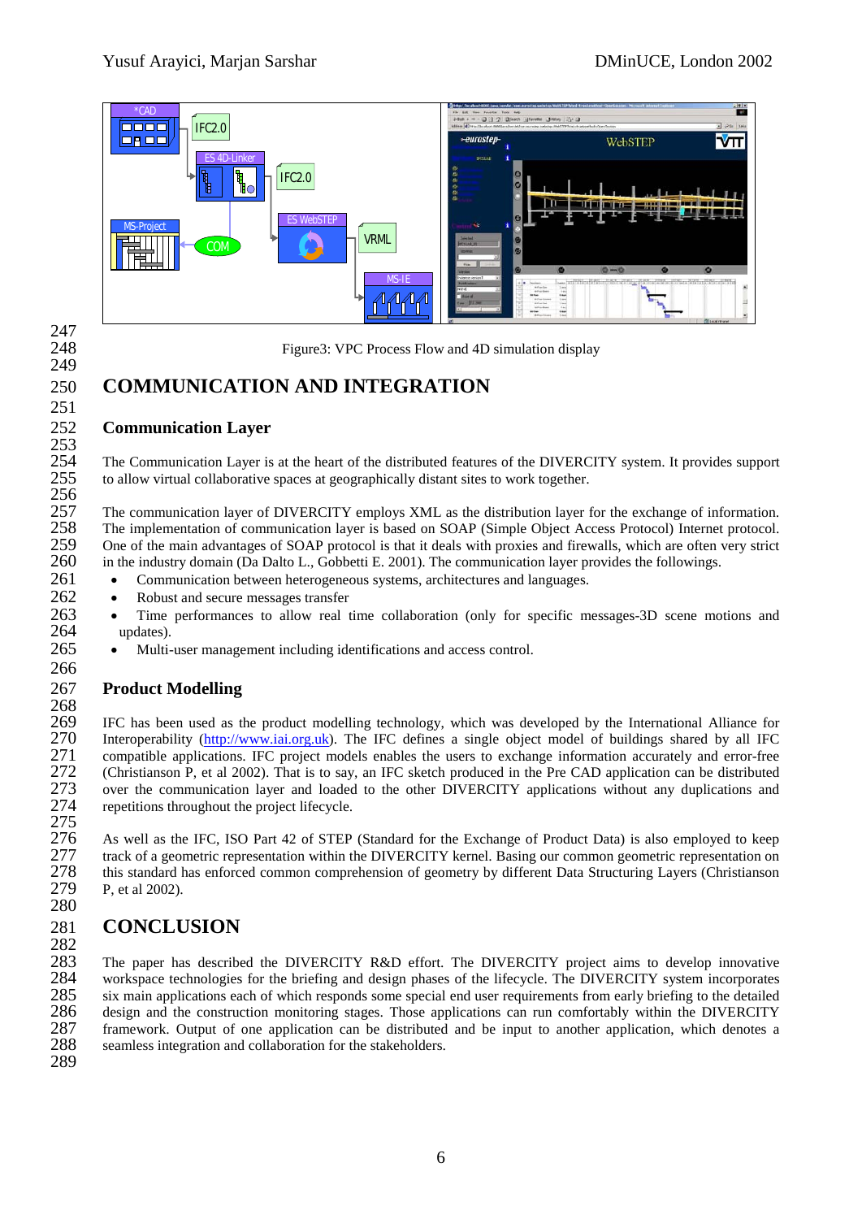Figure3: VPC Process Flow and 4D simulation display

# COMMUNICATION AND INTEGRATION

## Communication Layer

The Communication Layer is at the heart of the distributed features of the DIVERCITY system. It provides support to allow virtual collaborative spaces at geographically distant sites to work together.

The communication layer of DIVERCITY employs XML as the distribution layer for the exchange of information. The implementation of communication layer is based on SOAP (Simple Object Access Protocol) Internet protocol. One of the main advantages of SOAP protocol is that it deals with proxies and firewalls, which are often very strict in the industry domain (Da Dalto L., Gobbetti E. 2001). The communication layer provides the followings.

- Communication between heterogeneous systems, architectures and languages.
- Robust and secure messages transfer
- Time performances to allow real time collaboration (only for specific messages-3D scene motions and updates).
- Multi-user management including identifications and access control.

## Product Modelling

IFC has been used as the product modelling technology, which was developed by the International Alliance for Interoperability (http://www.iai.org.uk). The IFC defines a single object model of buildings shared by all IFC compatible applications. IFC project models enables the users to exchange information accurately and error-free (Christianson P, et al 2002). That is to say, an IFC sketch produced in the Pre CAD application can be distributed over the communication layer and loaded to the other DIVERCITY applications without any duplications and repetitions throughout the project lifecycle.

As well as the IFC, ISO Part 42 of STEP (Standard for the Exchange of Product Data) is also employed to keep track of a geometric representation within the DIVERCITY kernel. Basing our common geometric representation on this standard has enforced common comprehension of geometry by different Data Structuring Layers (Christianson P, et al 2002).

# CONCLUSION

The paper has described the DIVERCITY R&D effort. The DIVERCITY project aims to develop innovative workspace technologies for the briefing and design phases of the lifecycle. The DIVERCITY system incorporates six main applications each of which responds some special end user requirements from early briefing to the detailed design and the construction monitoring stages. Those applications can run comfortably within the DIVERCITY framework. Output of one application can be distributed and be input to another application, which denotes a seamless integration and collaboration for the stakeholders.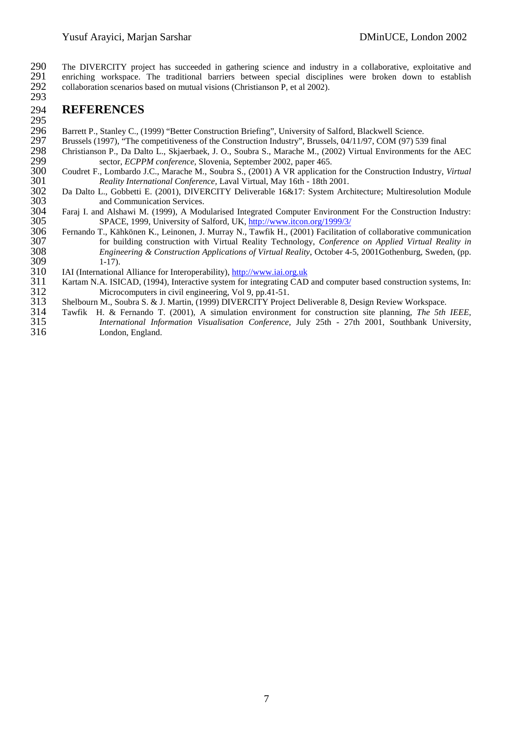The DIVERCITY project has succeeded in gathering science and industry in a collaborative, exploitative and enriching workspace. The traditional barriers between special disciplines were broken down to establish collaboration scenarios based on mutual visions (Christianson P, et al 2002).

## REFERENCES

Barrett P., Stanley C., (1999) "Better Construction Briefing", University of Salford, Blackwell Science.

Brussels (1997), "The competitiveness of the Construction Industry", Brussels, 04/11/97, COM (97) 539 final

Christianson P., Da Dalto L., Skjaerbaek, J. O., Soubra S., Marache M., (2002) Virtual Environments for the AEC sector, *ECPPM conference*, Slovenia, September 2002, paper 465.

Coudret F., Lombardo J.C., Marache M., Soubra S., (2001) A VR application for the Construction Industry, *Virtual Reality International Conference*, Laval Virtual, May 16th - 18th 2001.

Da Dalto L., Gobbetti E. (2001), DIVERCITY Deliverable 16&17: System Architecture; Multiresolution Module and Communication Services.

Faraj I. and Alshawi M. (1999), A Modularised Integrated Computer Environment For the Construction Industry: SPACE, 1999, University of Salford, UK, http://www.itcon.org/1999/3/

Fernando T., Kähkönen K., Leinonen, J. Murray N., Tawfik H., (2001) Facilitation of collaborative communication for building construction with Virtual Reality Technology, *Conference on Applied Virtual Reality in Engineering & Construction Applications of Virtual Reality*, October 4-5, 2001Gothenburg, Sweden, (pp. 1-17).

IAI (International Alliance for Interoperability), http://www.iai.org.uk

Kartam N.A. ISICAD, (1994), Interactive system for integrating CAD and computer based construction systems, In: Microcomputers in civil engineering, Vol 9, pp.41-51.

Shelbourn M., Soubra S. & J. Martin, (1999) DIVERCITY Project Deliverable 8, Design Review Workspace.

Tawfik H. & Fernando T. (2001), A simulation environment for construction site planning, *The 5th IEEE, International Information Visualisation Conference*, July 25th - 27th 2001, Southbank University, London, England.